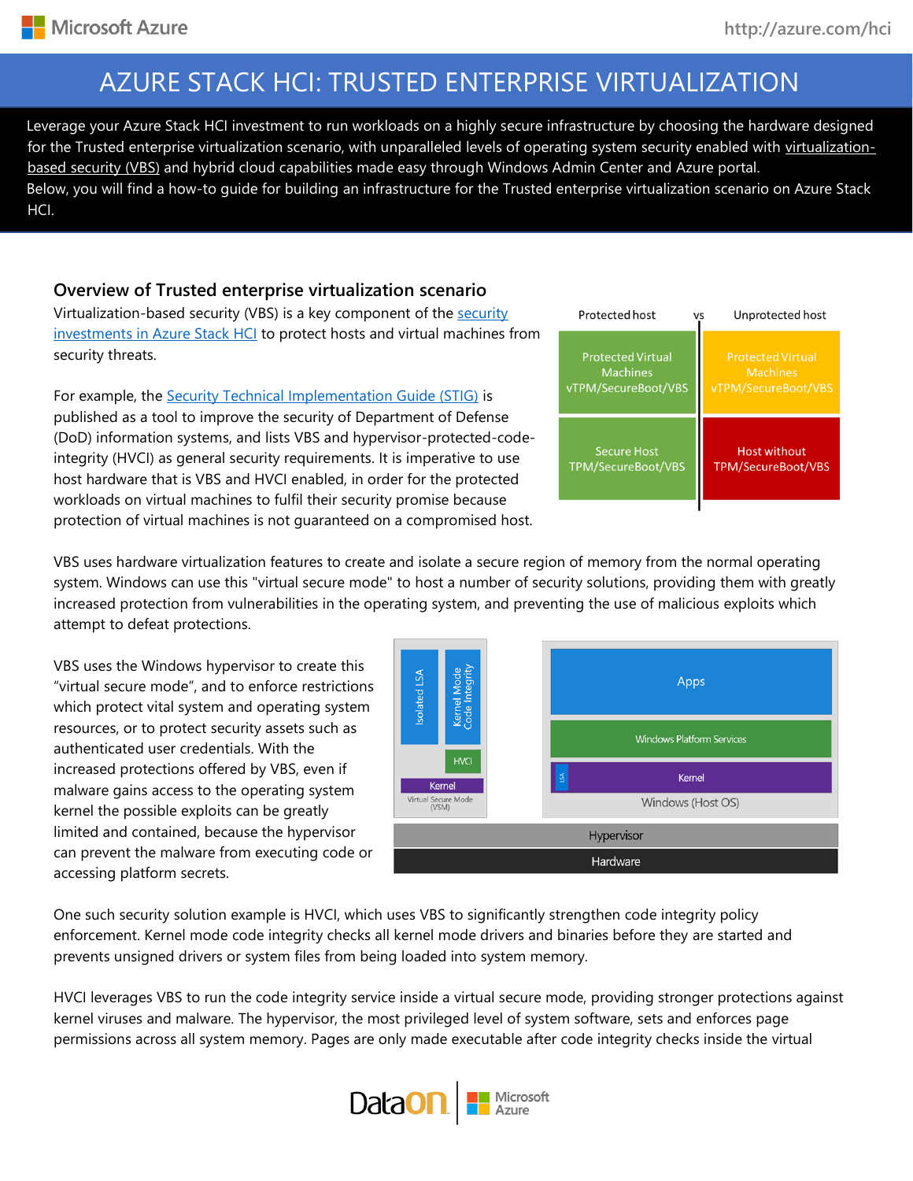# AZURE STACK HCI: TRUSTED ENTERPRISE VIRTUALIZATION

Leverage your Azure Stack HCI investment to run workloads on a highly secure infrastructure by choosing the hardware designed for the Trusted enterprise virtualization scenario, with unparalleled levels of operating system security enabled with virtualization-based security (VBS) and hybrid cloud capabilities made easy through Windows Admin Center and Azure portal.
Below, you will find a how-to guide for building an infrastructure for the Trusted enterprise virtualization scenario on Azure Stack HCI.

## Overview of Trusted enterprise virtualization scenario

Virtualization-based security (VBS) is a key component of the security investments in Azure Stack HCI to protect hosts and virtual machines from security threats.

For example, the Security Technical Implementation Guide (STIG) is published as a tool to improve the security of Department of Defense (DoD) information systems, and lists VBS and hypervisor-protected-code-integrity (HVCI) as general security requirements. It is imperative to use host hardware that is VBS and HVCI enabled, in order for the protected workloads on virtual machines to fulfil their security promise because protection of virtual machines is not guaranteed on a compromised host.

| Protected host | Unprotected host |
|---|---|
| Protected Virtual Machines vTPM/SecureBoot/VBS | Protected Virtual Machines vTPM/SecureBoot/VBS |
| Secure Host TPM/SecureBoot/VBS | Host without TPM/SecureBoot/VBS |

VBS uses hardware virtualization features to create and isolate a secure region of memory from the normal operating system. Windows can use this "virtual secure mode" to host a number of security solutions, providing them with greatly increased protection from vulnerabilities in the operating system, and preventing the use of malicious exploits which attempt to defeat protections.

VBS uses the Windows hypervisor to create this “virtual secure mode”, and to enforce restrictions which protect vital system and operating system resources, or to protect security assets such as authenticated user credentials. With the increased protections offered by VBS, even if malware gains access to the operating system kernel the possible exploits can be greatly limited and contained, because the hypervisor can prevent the malware from executing code or accessing platform secrets.

One such security solution example is HVCI, which uses VBS to significantly strengthen code integrity policy enforcement. Kernel mode code integrity checks all kernel mode drivers and binaries before they are started and prevents unsigned drivers or system files from being loaded into system memory.

HVCI leverages VBS to run the code integrity service inside a virtual secure mode, providing stronger protections against kernel viruses and malware. The hypervisor, the most privileged level of system software, sets and enforces page permissions across all system memory. Pages are only made executable after code integrity checks inside the virtual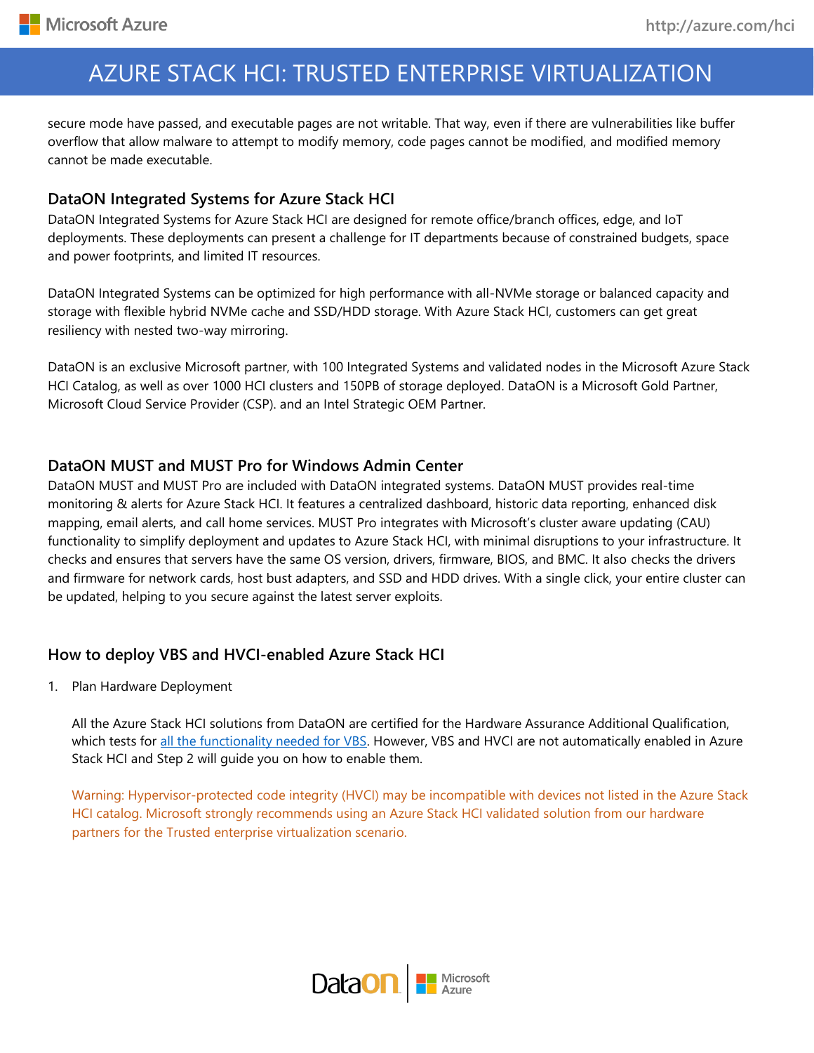secure mode have passed, and executable pages are not writable. That way, even if there are vulnerabilities like buffer overflow that allow malware to attempt to modify memory, code pages cannot be modified, and modified memory cannot be made executable.

## DataON Integrated Systems for Azure Stack HCI

DataON Integrated Systems for Azure Stack HCI are designed for remote office/branch offices, edge, and IoT deployments. These deployments can present a challenge for IT departments because of constrained budgets, space and power footprints, and limited IT resources.

DataON Integrated Systems can be optimized for high performance with all-NVMe storage or balanced capacity and storage with flexible hybrid NVMe cache and SSD/HDD storage. With Azure Stack HCI, customers can get great resiliency with nested two-way mirroring.

DataON is an exclusive Microsoft partner, with 100 Integrated Systems and validated nodes in the Microsoft Azure Stack HCI Catalog, as well as over 1000 HCI clusters and 150PB of storage deployed. DataON is a Microsoft Gold Partner, Microsoft Cloud Service Provider (CSP). and an Intel Strategic OEM Partner.

## DataON MUST and MUST Pro for Windows Admin Center

DataON MUST and MUST Pro are included with DataON integrated systems. DataON MUST provides real-time monitoring & alerts for Azure Stack HCI. It features a centralized dashboard, historic data reporting, enhanced disk mapping, email alerts, and call home services. MUST Pro integrates with Microsoft's cluster aware updating (CAU) functionality to simplify deployment and updates to Azure Stack HCI, with minimal disruptions to your infrastructure. It checks and ensures that servers have the same OS version, drivers, firmware, BIOS, and BMC. It also checks the drivers and firmware for network cards, host bust adapters, and SSD and HDD drives. With a single click, your entire cluster can be updated, helping to you secure against the latest server exploits.

## How to deploy VBS and HVCI-enabled Azure Stack HCI

1. Plan Hardware Deployment

   All the Azure Stack HCI solutions from DataON are certified for the Hardware Assurance Additional Qualification, which tests for [all the functionality needed for VBS](). However, VBS and HVCI are not automatically enabled in Azure Stack HCI and Step 2 will guide you on how to enable them.

   Warning: Hypervisor-protected code integrity (HVCI) may be incompatible with devices not listed in the Azure Stack HCI catalog. Microsoft strongly recommends using an Azure Stack HCI validated solution from our hardware partners for the Trusted enterprise virtualization scenario.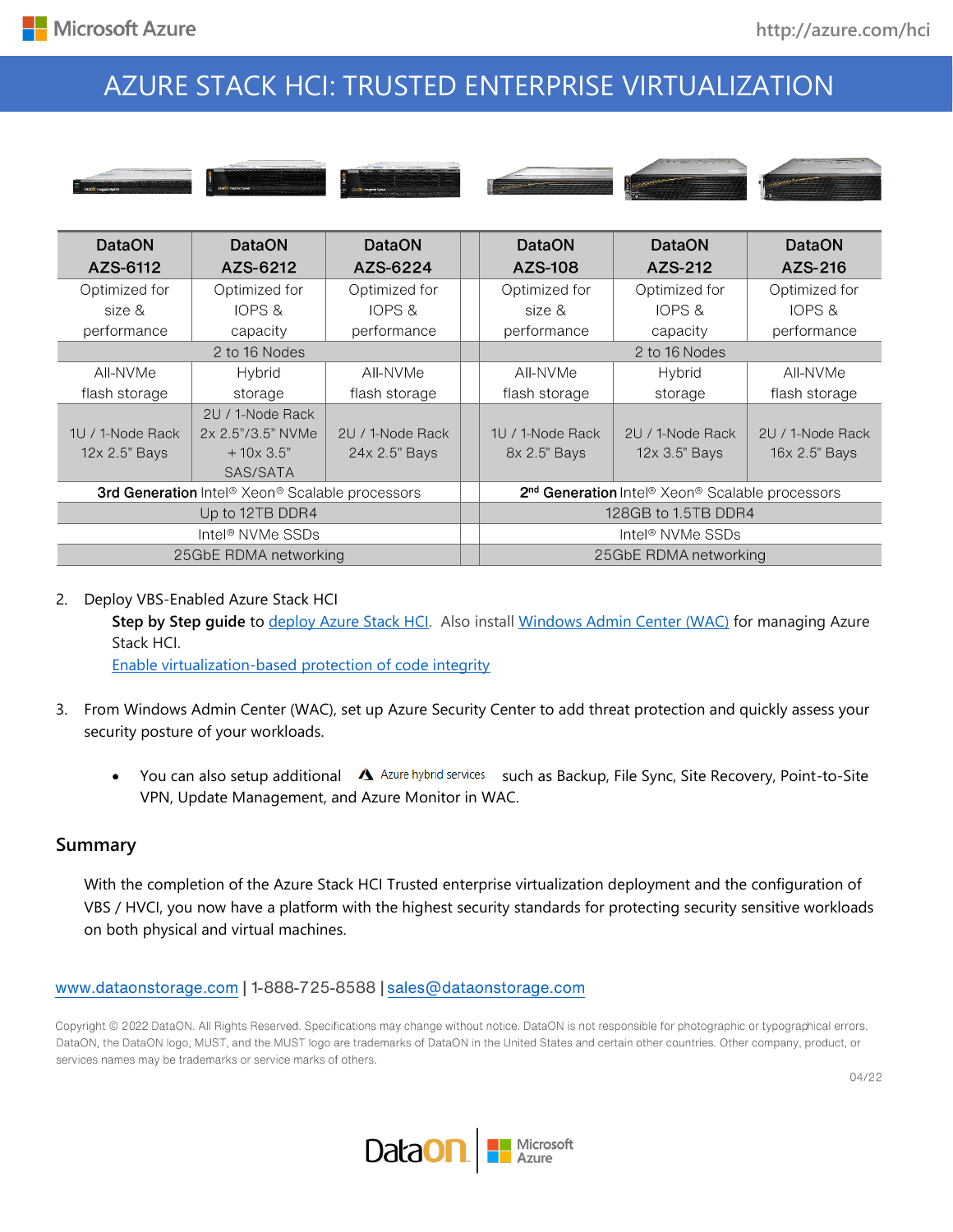| DataON AZS-6112 | DataON AZS-6212 | DataON AZS-6224 | DataON AZS-108 | DataON AZS-212 | DataON AZS-216 |
|---|---|---|---|---|---|
| Optimized for size & performance | Optimized for IOPS & capacity | Optimized for IOPS & performance | Optimized for size & performance | Optimized for IOPS & capacity | Optimized for IOPS & performance |
| 2 to 16 Nodes | | | 2 to 16 Nodes | | |
| All-NVMe flash storage | Hybrid storage | All-NVMe flash storage | All-NVMe flash storage | Hybrid storage | All-NVMe flash storage |
| 1U / 1-Node Rack 12x 2.5" Bays | 2U / 1-Node Rack 2x 2.5"/3.5" NVMe + 10x 3.5" SAS/SATA | 2U / 1-Node Rack 24x 2.5" Bays | 1U / 1-Node Rack 8x 2.5" Bays | 2U / 1-Node Rack 12x 3.5" Bays | 2U / 1-Node Rack 16x 2.5" Bays |
| **3rd Generation** Intel® Xeon® Scalable processors | | | **2nd Generation** Intel® Xeon® Scalable processors | | |
| Up to 12TB DDR4 | | | 128GB to 1.5TB DDR4 | | |
| Intel® NVMe SSDs | | | Intel® NVMe SSDs | | |
| 25GbE RDMA networking | | | 25GbE RDMA networking | | |

2. Deploy VBS-Enabled Azure Stack HCI

   **Step by Step guide** to deploy Azure Stack HCI. Also install Windows Admin Center (WAC) for managing Azure Stack HCI.

   Enable virtualization-based protection of code integrity

3. From Windows Admin Center (WAC), set up Azure Security Center to add threat protection and quickly assess your security posture of your workloads.

   - You can also setup additional Azure hybrid services such as Backup, File Sync, Site Recovery, Point-to-Site VPN, Update Management, and Azure Monitor in WAC.

## Summary

With the completion of the Azure Stack HCI Trusted enterprise virtualization deployment and the configuration of VBS / HVCI, you now have a platform with the highest security standards for protecting security sensitive workloads on both physical and virtual machines.

www.dataonstorage.com | 1-888-725-8588 | sales@dataonstorage.com

Copyright © 2022 DataON. All Rights Reserved. Specifications may change without notice. DataON is not responsible for photographic or typographical errors. DataON, the DataON logo, MUST, and the MUST logo are trademarks of DataON in the United States and certain other countries. Other company, product, or services names may be trademarks or service marks of others.

04/22